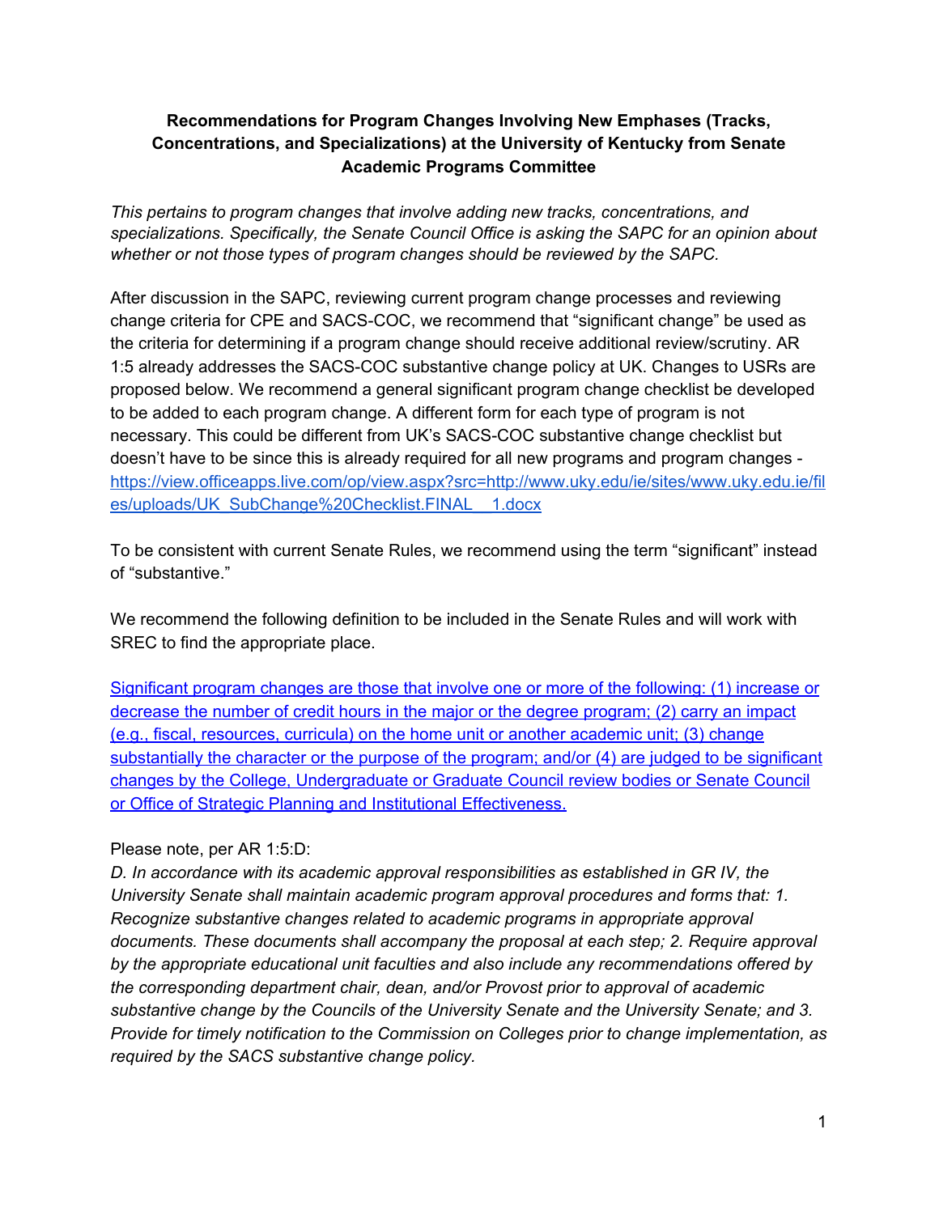**Recommendations for Program Changes Involving New Emphases (Tracks, Concentrations, and Specializations) at the University of Kentucky from Senate Academic Programs Committee**

*This pertains to program changes that involve adding new tracks, concentrations, and specializations. Specifically, the Senate Council Office is asking the SAPC for an opinion about whether or not those types of program changes should be reviewed by the SAPC.*

After discussion in the SAPC, reviewing current program change processes and reviewing change criteria for CPE and SACS-COC, we recommend that "significant change" be used as the criteria for determining if a program change should receive additional review/scrutiny. AR 1:5 already addresses the SACS-COC substantive change policy at UK. Changes to USRs are proposed below. We recommend a general significant program change checklist be developed to be added to each program change. A different form for each type of program is not necessary. This could be different from UK's SACS-COC substantive change checklist but doesn't have to be since this is already required for all new programs and program changes - https://view.officeapps.live.com/op/view.aspx?src=http://www.uky.edu/ie/sites/www.uky.edu.ie/files/uploads/UK_SubChange%20Checklist.FINAL__1.docx

To be consistent with current Senate Rules, we recommend using the term "significant" instead of "substantive."

We recommend the following definition to be included in the Senate Rules and will work with SREC to find the appropriate place.

<u>Significant program changes are those that involve one or more of the following: (1) increase or decrease the number of credit hours in the major or the degree program; (2) carry an impact (e.g., fiscal, resources, curricula) on the home unit or another academic unit; (3) change substantially the character or the purpose of the program; and/or (4) are judged to be significant changes by the College, Undergraduate or Graduate Council review bodies or Senate Council or Office of Strategic Planning and Institutional Effectiveness.</u>

Please note, per AR 1:5:D:

*D. In accordance with its academic approval responsibilities as established in GR IV, the University Senate shall maintain academic program approval procedures and forms that: 1. Recognize substantive changes related to academic programs in appropriate approval documents. These documents shall accompany the proposal at each step; 2. Require approval by the appropriate educational unit faculties and also include any recommendations offered by the corresponding department chair, dean, and/or Provost prior to approval of academic substantive change by the Councils of the University Senate and the University Senate; and 3. Provide for timely notification to the Commission on Colleges prior to change implementation, as required by the SACS substantive change policy.*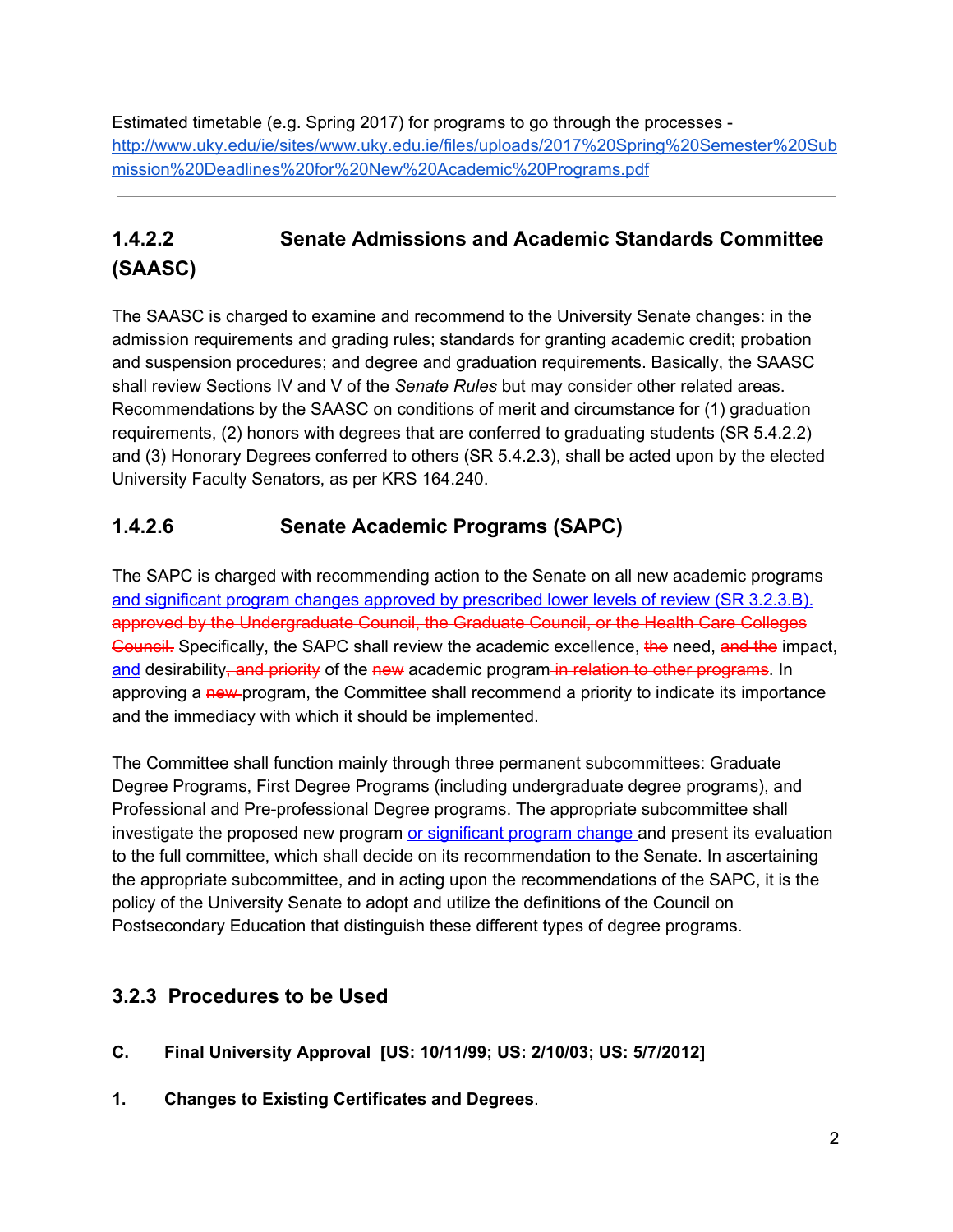Estimated timetable (e.g. Spring 2017) for programs to go through the processes - http://www.uky.edu/ie/sites/www.uky.edu.ie/files/uploads/2017%20Spring%20Semester%20Submission%20Deadlines%20for%20New%20Academic%20Programs.pdf

---

## 1.4.2.2 Senate Admissions and Academic Standards Committee (SAASC)

The SAASC is charged to examine and recommend to the University Senate changes: in the admission requirements and grading rules; standards for granting academic credit; probation and suspension procedures; and degree and graduation requirements. Basically, the SAASC shall review Sections IV and V of the *Senate Rules* but may consider other related areas. Recommendations by the SAASC on conditions of merit and circumstance for (1) graduation requirements, (2) honors with degrees that are conferred to graduating students (SR 5.4.2.2) and (3) Honorary Degrees conferred to others (SR 5.4.2.3), shall be acted upon by the elected University Faculty Senators, as per KRS 164.240.

## 1.4.2.6 Senate Academic Programs (SAPC)

The SAPC is charged with recommending action to the Senate on all new academic programs and significant program changes approved by prescribed lower levels of review (SR 3.2.3.B). ~~approved by the Undergraduate Council, the Graduate Council, or the Health Care Colleges Council.~~ Specifically, the SAPC shall review the academic excellence, ~~the~~ need, ~~and the~~ impact, and desirability~~, and priority~~ of the ~~new~~ academic program ~~in relation to other programs~~. In approving a ~~new~~ program, the Committee shall recommend a priority to indicate its importance and the immediacy with which it should be implemented.

The Committee shall function mainly through three permanent subcommittees: Graduate Degree Programs, First Degree Programs (including undergraduate degree programs), and Professional and Pre-professional Degree programs. The appropriate subcommittee shall investigate the proposed new program or significant program change and present its evaluation to the full committee, which shall decide on its recommendation to the Senate. In ascertaining the appropriate subcommittee, and in acting upon the recommendations of the SAPC, it is the policy of the University Senate to adopt and utilize the definitions of the Council on Postsecondary Education that distinguish these different types of degree programs.

---

## 3.2.3 Procedures to be Used

**C. Final University Approval [US: 10/11/99; US: 2/10/03; US: 5/7/2012]**

**1. Changes to Existing Certificates and Degrees**.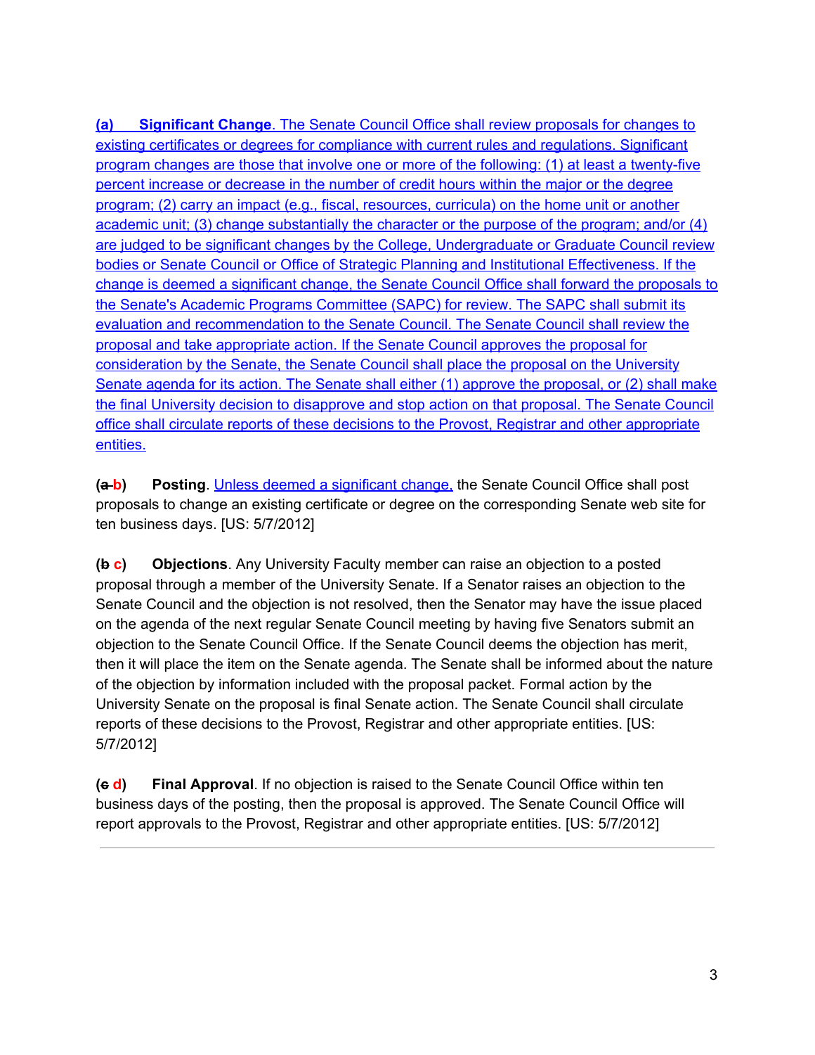**(a) Significant Change**. The Senate Council Office shall review proposals for changes to existing certificates or degrees for compliance with current rules and regulations. Significant program changes are those that involve one or more of the following: (1) at least a twenty-five percent increase or decrease in the number of credit hours within the major or the degree program; (2) carry an impact (e.g., fiscal, resources, curricula) on the home unit or another academic unit; (3) change substantially the character or the purpose of the program; and/or (4) are judged to be significant changes by the College, Undergraduate or Graduate Council review bodies or Senate Council or Office of Strategic Planning and Institutional Effectiveness. If the change is deemed a significant change, the Senate Council Office shall forward the proposals to the Senate's Academic Programs Committee (SAPC) for review. The SAPC shall submit its evaluation and recommendation to the Senate Council. The Senate Council shall review the proposal and take appropriate action. If the Senate Council approves the proposal for consideration by the Senate, the Senate Council shall place the proposal on the University Senate agenda for its action. The Senate shall either (1) approve the proposal, or (2) shall make the final University decision to disapprove and stop action on that proposal. The Senate Council office shall circulate reports of these decisions to the Provost, Registrar and other appropriate entities.

**(~~a~~ b) Posting**. Unless deemed a significant change, the Senate Council Office shall post proposals to change an existing certificate or degree on the corresponding Senate web site for ten business days. [US: 5/7/2012]

**(~~b~~ c) Objections**. Any University Faculty member can raise an objection to a posted proposal through a member of the University Senate. If a Senator raises an objection to the Senate Council and the objection is not resolved, then the Senator may have the issue placed on the agenda of the next regular Senate Council meeting by having five Senators submit an objection to the Senate Council Office. If the Senate Council deems the objection has merit, then it will place the item on the Senate agenda. The Senate shall be informed about the nature of the objection by information included with the proposal packet. Formal action by the University Senate on the proposal is final Senate action. The Senate Council shall circulate reports of these decisions to the Provost, Registrar and other appropriate entities. [US: 5/7/2012]

**(~~c~~ d) Final Approval**. If no objection is raised to the Senate Council Office within ten business days of the posting, then the proposal is approved. The Senate Council Office will report approvals to the Provost, Registrar and other appropriate entities. [US: 5/7/2012]

---